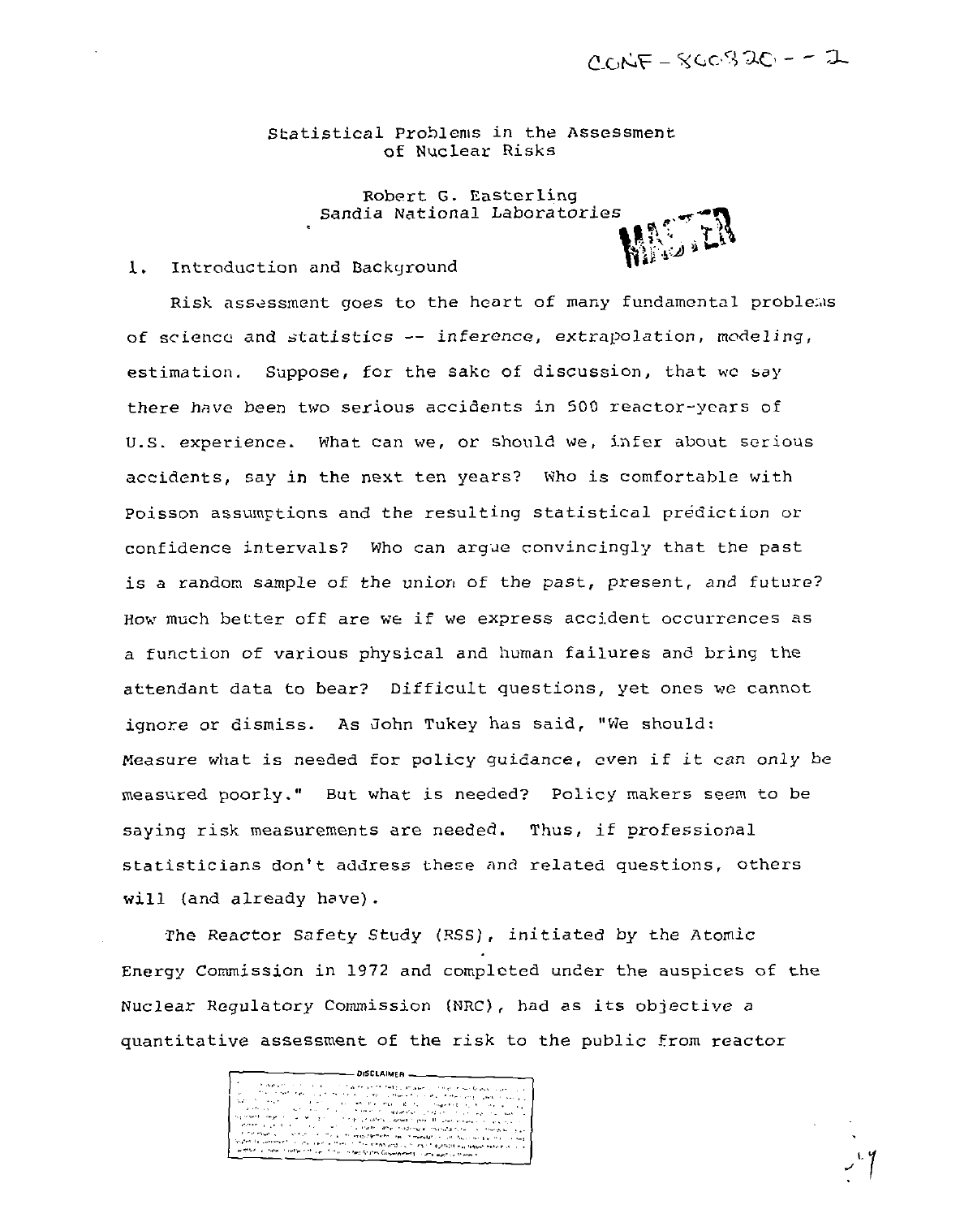CONF-800820--1

# Statistical Problems in the Assessment of Nuclear Risks

Robert G. Easterling
Sandia National Laboratories

MASTER

## 1. Introduction and Background

Risk assessment goes to the heart of many fundamental problems of science and statistics -- inference, extrapolation, modeling, estimation. Suppose, for the sake of discussion, that we say there have been two serious accidents in 500 reactor-years of U.S. experience. What can we, or should we, infer about serious accidents, say in the next ten years? Who is comfortable with Poisson assumptions and the resulting statistical prediction or confidence intervals? Who can argue convincingly that the past is a random sample of the union of the past, present, and future? How much better off are we if we express accident occurrences as a function of various physical and human failures and bring the attendant data to bear? Difficult questions, yet ones we cannot ignore or dismiss. As John Tukey has said, "We should: Measure what is needed for policy guidance, even if it can only be measured poorly." But what is needed? Policy makers seem to be saying risk measurements are needed. Thus, if professional statisticians don't address these and related questions, others will (and already have).

The Reactor Safety Study (RSS), initiated by the Atomic Energy Commission in 1972 and completed under the auspices of the Nuclear Regulatory Commission (NRC), had as its objective a quantitative assessment of the risk to the public from reactor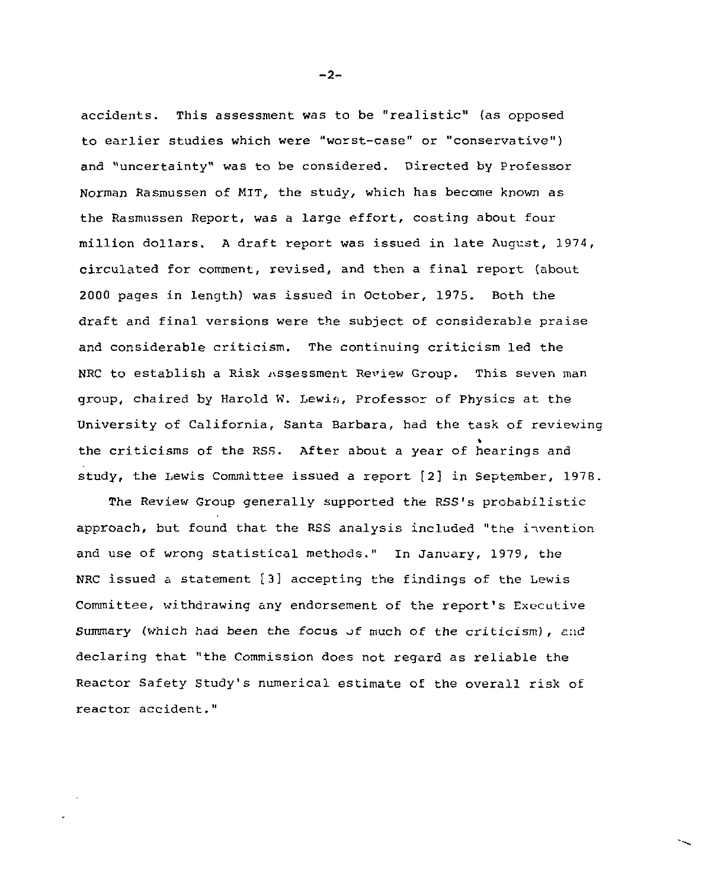accidents. This assessment was to be "realistic" (as opposed to earlier studies which were "worst-case" or "conservative") and "uncertainty" was to be considered. Directed by Professor Norman Rasmussen of MIT, the study, which has become known as the Rasmussen Report, was a large effort, costing about four million dollars. A draft report was issued in late August, 1974, circulated for comment, revised, and then a final report (about 2000 pages in length) was issued in October, 1975. Both the draft and final versions were the subject of considerable praise and considerable criticism. The continuing criticism led the NRC to establish a Risk Assessment Review Group. This seven man group, chaired by Harold W. Lewis, Professor of Physics at the University of California, Santa Barbara, had the task of reviewing the criticisms of the RSS. After about a year of hearings and study, the Lewis Committee issued a report [2] in September, 1978.

The Review Group generally supported the RSS's probabilistic approach, but found that the RSS analysis included "the invention and use of wrong statistical methods." In January, 1979, the NRC issued a statement [3] accepting the findings of the Lewis Committee, withdrawing any endorsement of the report's Executive Summary (which had been the focus of much of the criticism), and declaring that "the Commission does not regard as reliable the Reactor Safety Study's numerical estimate of the overall risk of reactor accident."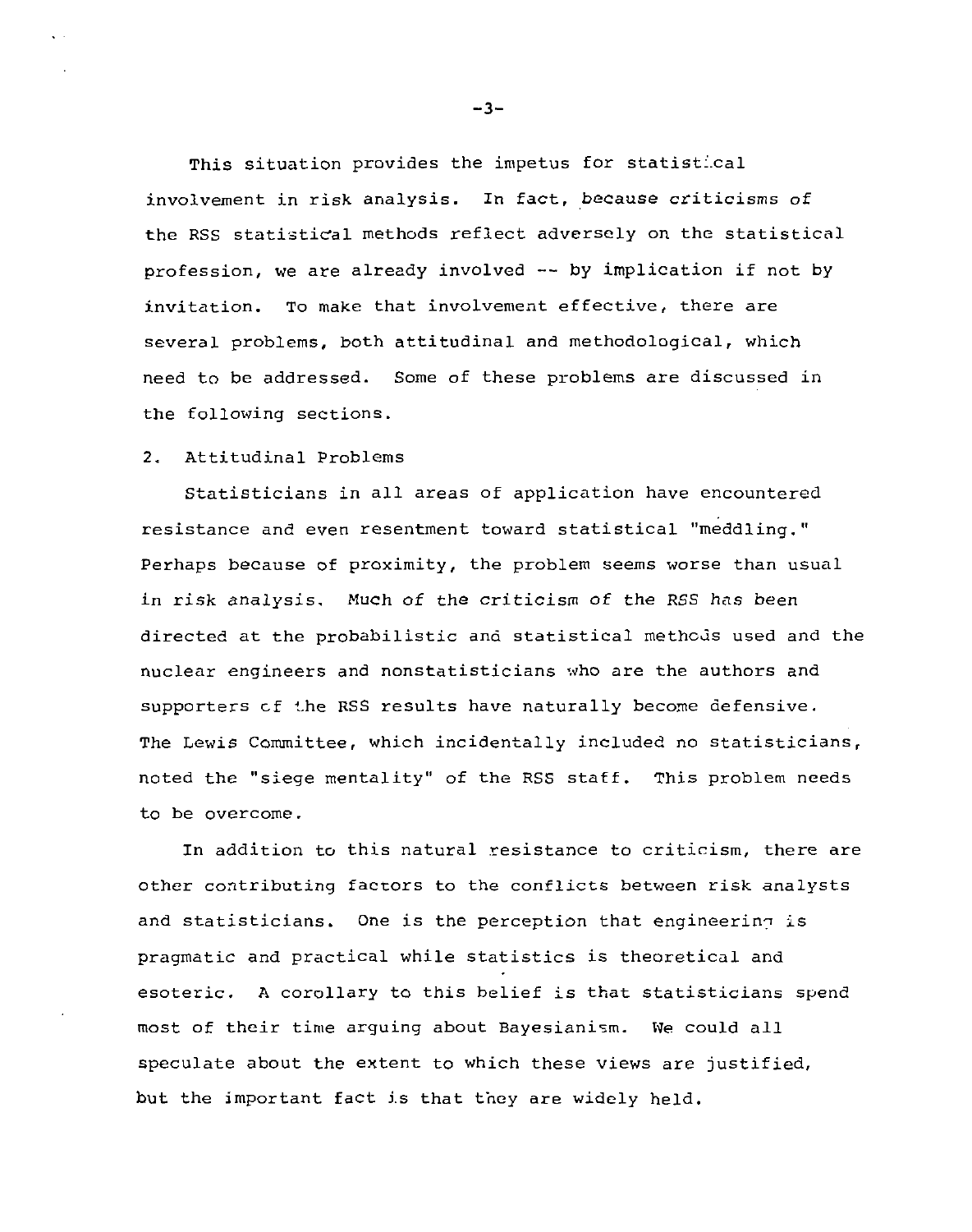This situation provides the impetus for statistical involvement in risk analysis. In fact, because criticisms of the RSS statistical methods reflect adversely on the statistical profession, we are already involved -- by implication if not by invitation. To make that involvement effective, there are several problems, both attitudinal and methodological, which need to be addressed. Some of these problems are discussed in the following sections.

## 2. Attitudinal Problems

Statisticians in all areas of application have encountered resistance and even resentment toward statistical "meddling." Perhaps because of proximity, the problem seems worse than usual in risk analysis. Much of the criticism of the RSS has been directed at the probabilistic and statistical methods used and the nuclear engineers and nonstatisticians who are the authors and supporters of the RSS results have naturally become defensive. The Lewis Committee, which incidentally included no statisticians, noted the "siege mentality" of the RSS staff. This problem needs to be overcome.

In addition to this natural resistance to criticism, there are other contributing factors to the conflicts between risk analysts and statisticians. One is the perception that engineering is pragmatic and practical while statistics is theoretical and esoteric. A corollary to this belief is that statisticians spend most of their time arguing about Bayesianism. We could all speculate about the extent to which these views are justified, but the important fact is that they are widely held.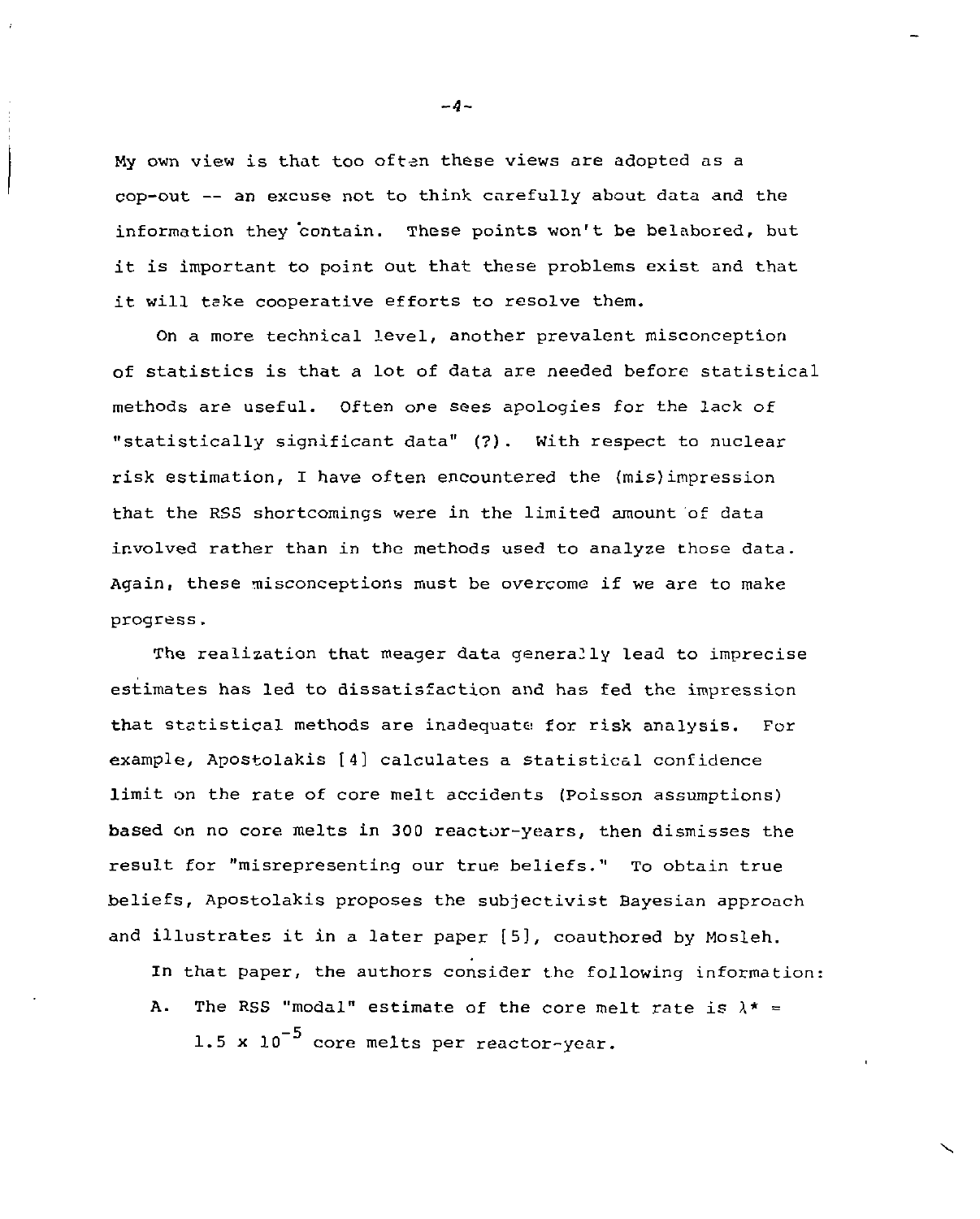My own view is that too often these views are adopted as a cop-out -- an excuse not to think carefully about data and the information they contain. These points won't be belabored, but it is important to point out that these problems exist and that it will take cooperative efforts to resolve them.

On a more technical level, another prevalent misconception of statistics is that a lot of data are needed before statistical methods are useful. Often one sees apologies for the lack of "statistically significant data" (?). With respect to nuclear risk estimation, I have often encountered the (mis)impression that the RSS shortcomings were in the limited amount of data involved rather than in the methods used to analyze those data. Again, these misconceptions must be overcome if we are to make progress.

The realization that meager data generally lead to imprecise estimates has led to dissatisfaction and has fed the impression that statistical methods are inadequate for risk analysis. For example, Apostolakis [4] calculates a statistical confidence limit on the rate of core melt accidents (Poisson assumptions) based on no core melts in 300 reactor-years, then dismisses the result for "misrepresenting our true beliefs." To obtain true beliefs, Apostolakis proposes the subjectivist Bayesian approach and illustrates it in a later paper [5], coauthored by Mosleh.

In that paper, the authors consider the following information:

A. The RSS "modal" estimate of the core melt rate is $\lambda^* = 1.5 \times 10^{-5}$ core melts per reactor-year.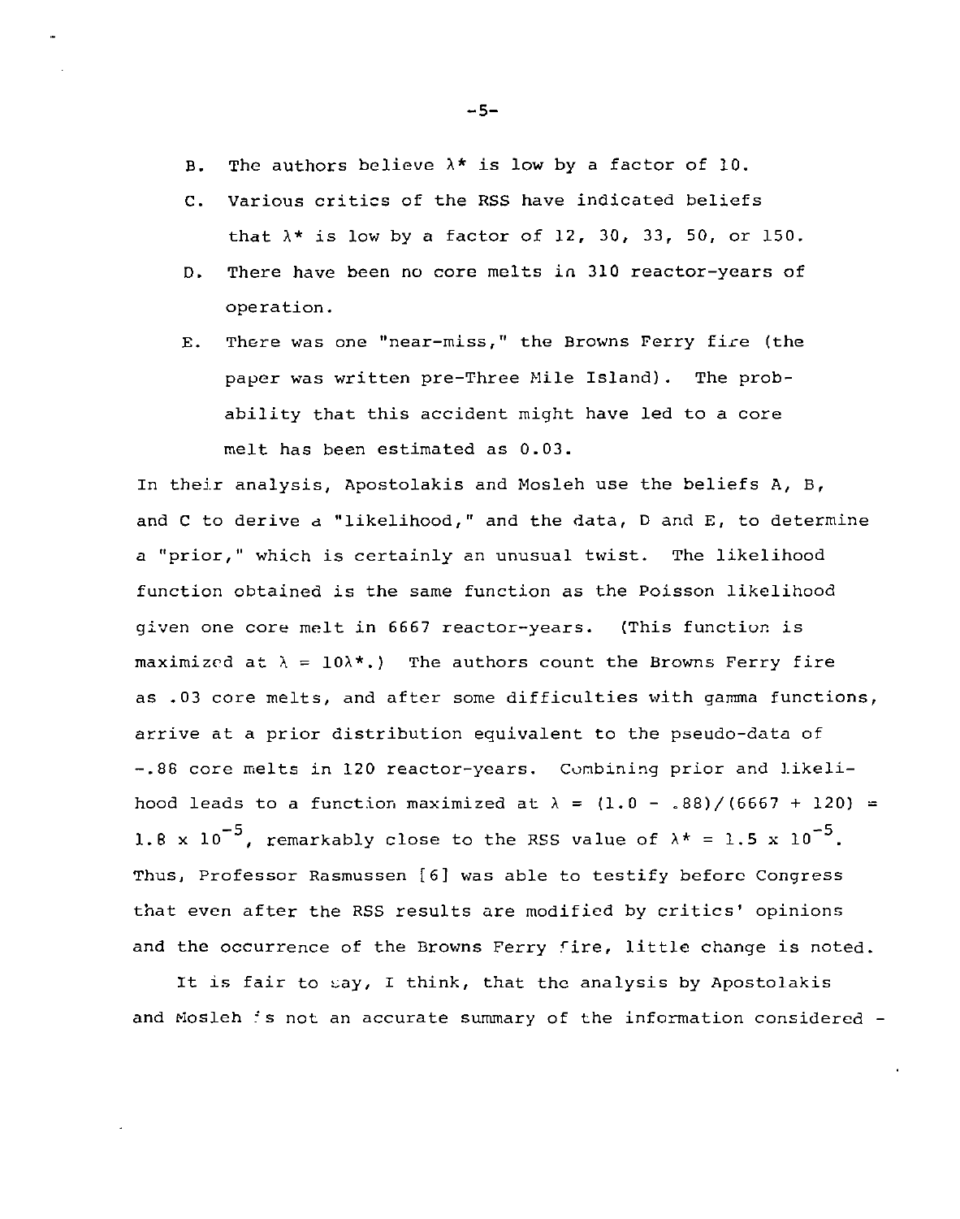B. The authors believe $\lambda^*$ is low by a factor of 10.

C. Various critics of the RSS have indicated beliefs that $\lambda^*$ is low by a factor of 12, 30, 33, 50, or 150.

D. There have been no core melts in 310 reactor-years of operation.

E. There was one "near-miss," the Browns Ferry fire (the paper was written pre-Three Mile Island). The probability that this accident might have led to a core melt has been estimated as 0.03.

In their analysis, Apostolakis and Mosleh use the beliefs A, B, and C to derive a "likelihood," and the data, D and E, to determine a "prior," which is certainly an unusual twist. The likelihood function obtained is the same function as the Poisson likelihood given one core melt in 6667 reactor-years. (This function is maximized at $\lambda = 10\lambda^*$.) The authors count the Browns Ferry fire as .03 core melts, and after some difficulties with gamma functions, arrive at a prior distribution equivalent to the pseudo-data of -.86 core melts in 120 reactor-years. Combining prior and likelihood leads to a function maximized at $\lambda = (1.0 - .88)/(6667 + 120) = 1.8 \times 10^{-5}$, remarkably close to the RSS value of $\lambda^* = 1.5 \times 10^{-5}$. Thus, Professor Rasmussen [6] was able to testify before Congress that even after the RSS results are modified by critics' opinions and the occurrence of the Browns Ferry fire, little change is noted.

It is fair to say, I think, that the analysis by Apostolakis and Mosleh is not an accurate summary of the information considered -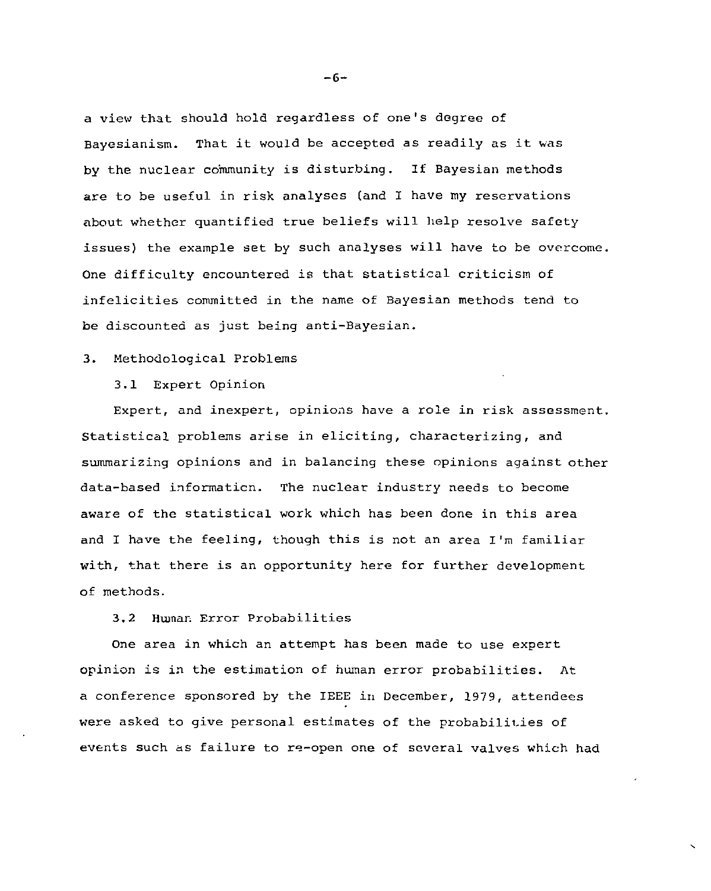a view that should hold regardless of one's degree of Bayesianism. That it would be accepted as readily as it was by the nuclear community is disturbing. If Bayesian methods are to be useful in risk analyses (and I have my reservations about whether quantified true beliefs will help resolve safety issues) the example set by such analyses will have to be overcome. One difficulty encountered is that statistical criticism of infelicities committed in the name of Bayesian methods tend to be discounted as just being anti-Bayesian.

## 3. Methodological Problems

### 3.1 Expert Opinion

Expert, and inexpert, opinions have a role in risk assessment. Statistical problems arise in eliciting, characterizing, and summarizing opinions and in balancing these opinions against other data-based information. The nuclear industry needs to become aware of the statistical work which has been done in this area and I have the feeling, though this is not an area I'm familiar with, that there is an opportunity here for further development of methods.

### 3.2 Human Error Probabilities

One area in which an attempt has been made to use expert opinion is in the estimation of human error probabilities. At a conference sponsored by the IEEE in December, 1979, attendees were asked to give personal estimates of the probabilities of events such as failure to re-open one of several valves which had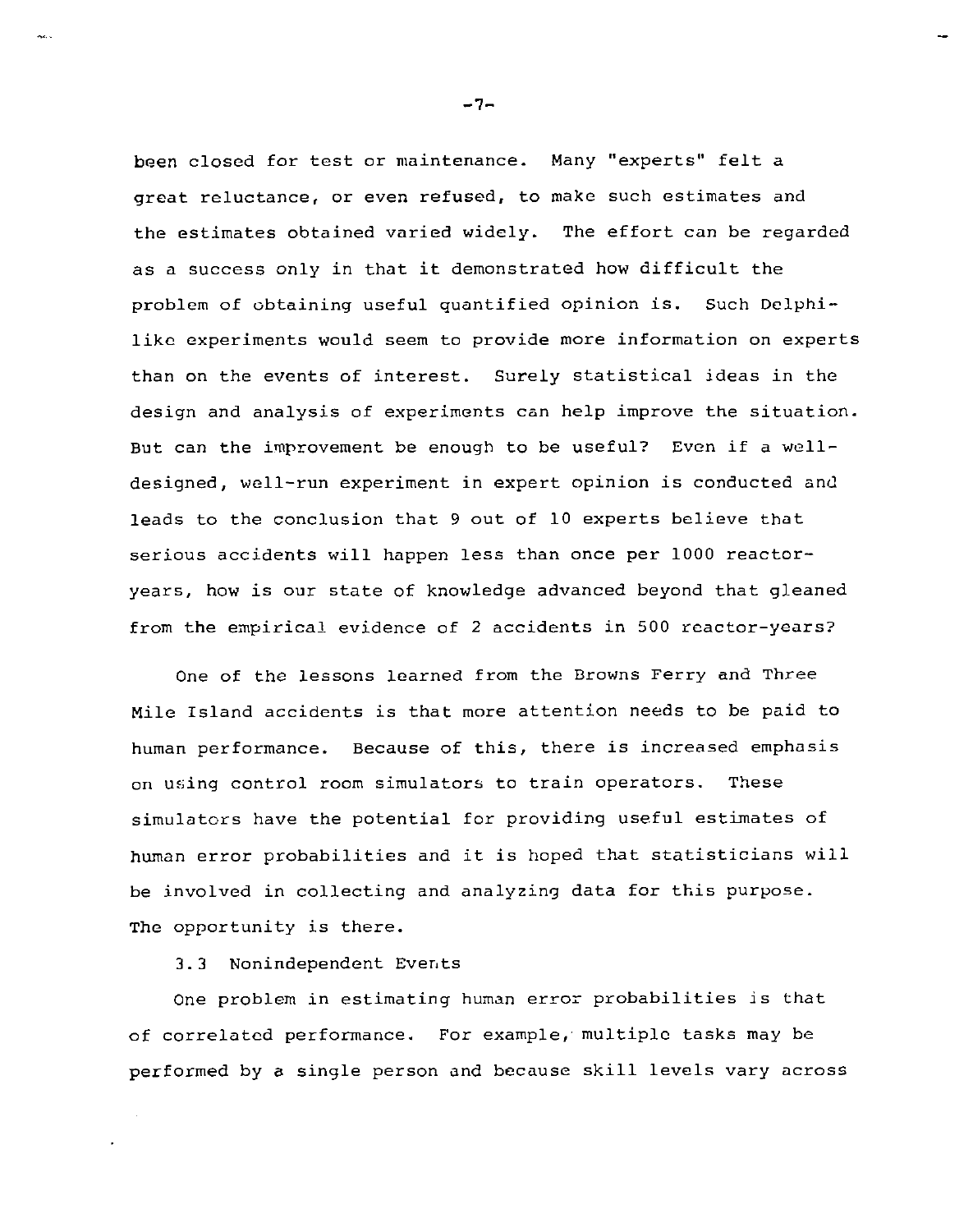been closed for test or maintenance. Many "experts" felt a great reluctance, or even refused, to make such estimates and the estimates obtained varied widely. The effort can be regarded as a success only in that it demonstrated how difficult the problem of obtaining useful quantified opinion is. Such Delphi-like experiments would seem to provide more information on experts than on the events of interest. Surely statistical ideas in the design and analysis of experiments can help improve the situation. But can the improvement be enough to be useful? Even if a well-designed, well-run experiment in expert opinion is conducted and leads to the conclusion that 9 out of 10 experts believe that serious accidents will happen less than once per 1000 reactor-years, how is our state of knowledge advanced beyond that gleaned from the empirical evidence of 2 accidents in 500 reactor-years?

One of the lessons learned from the Browns Ferry and Three Mile Island accidents is that more attention needs to be paid to human performance. Because of this, there is increased emphasis on using control room simulators to train operators. These simulators have the potential for providing useful estimates of human error probabilities and it is hoped that statisticians will be involved in collecting and analyzing data for this purpose. The opportunity is there.

### 3.3 Nonindependent Events

One problem in estimating human error probabilities is that of correlated performance. For example, multiple tasks may be performed by a single person and because skill levels vary across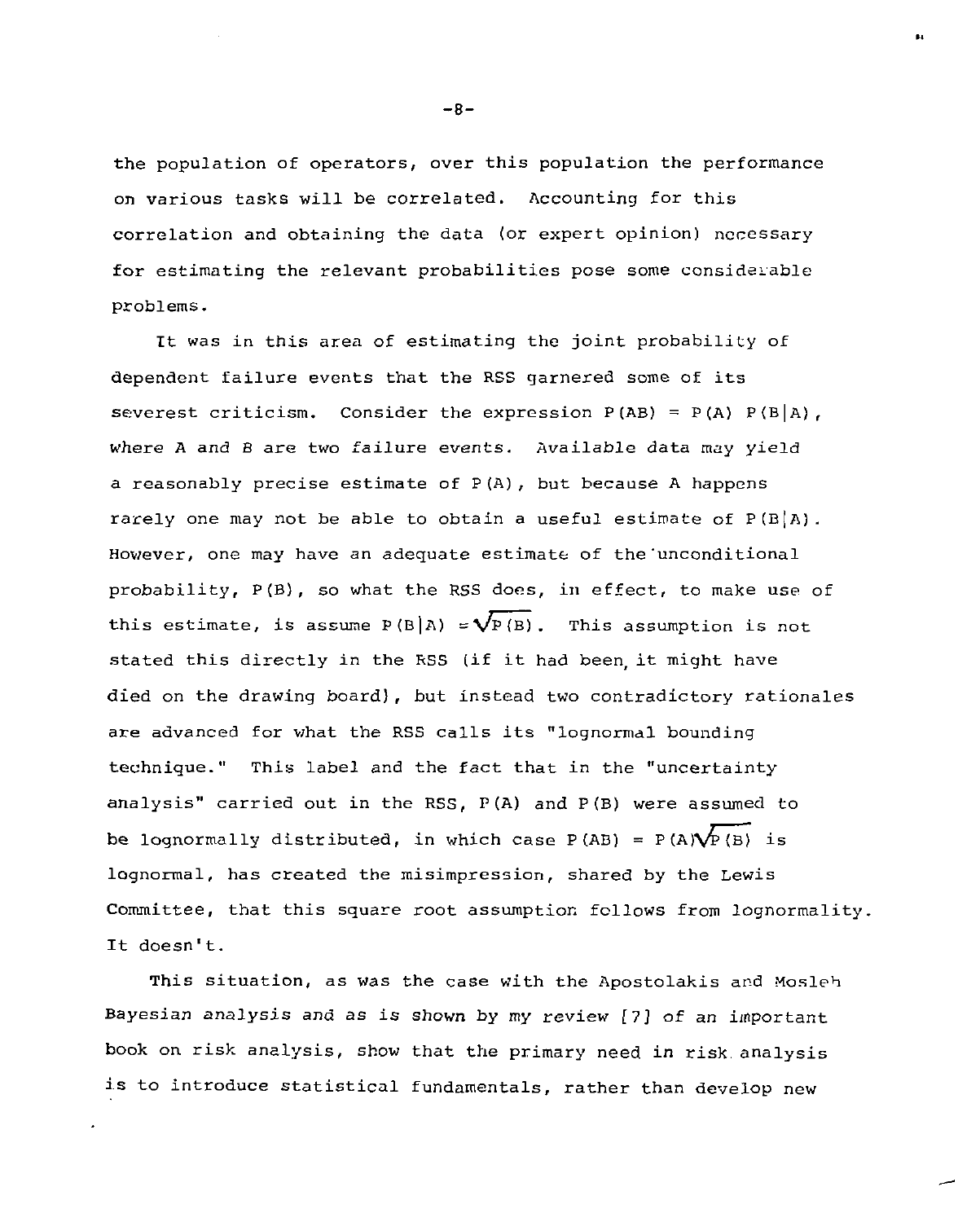the population of operators, over this population the performance on various tasks will be correlated. Accounting for this correlation and obtaining the data (or expert opinion) necessary for estimating the relevant probabilities pose some considerable problems.

It was in this area of estimating the joint probability of dependent failure events that the RSS garnered some of its severest criticism. Consider the expression $P(AB) = P(A)\ P(B|A)$, where A and B are two failure events. Available data may yield a reasonably precise estimate of $P(A)$, but because A happens rarely one may not be able to obtain a useful estimate of $P(B|A)$. However, one may have an adequate estimate of the unconditional probability, $P(B)$, so what the RSS does, in effect, to make use of this estimate, is assume $P(B|A) = \sqrt{P(B)}$. This assumption is not stated this directly in the RSS (if it had been, it might have died on the drawing board), but instead two contradictory rationales are advanced for what the RSS calls its "lognormal bounding technique." This label and the fact that in the "uncertainty analysis" carried out in the RSS, $P(A)$ and $P(B)$ were assumed to be lognormally distributed, in which case $P(AB) = P(A)\sqrt{P(B)}$ is lognormal, has created the misimpression, shared by the Lewis Committee, that this square root assumption follows from lognormality. It doesn't.

This situation, as was the case with the Apostolakis and Mosleh Bayesian analysis and as is shown by my review [7] of an important book on risk analysis, show that the primary need in risk analysis is to introduce statistical fundamentals, rather than develop new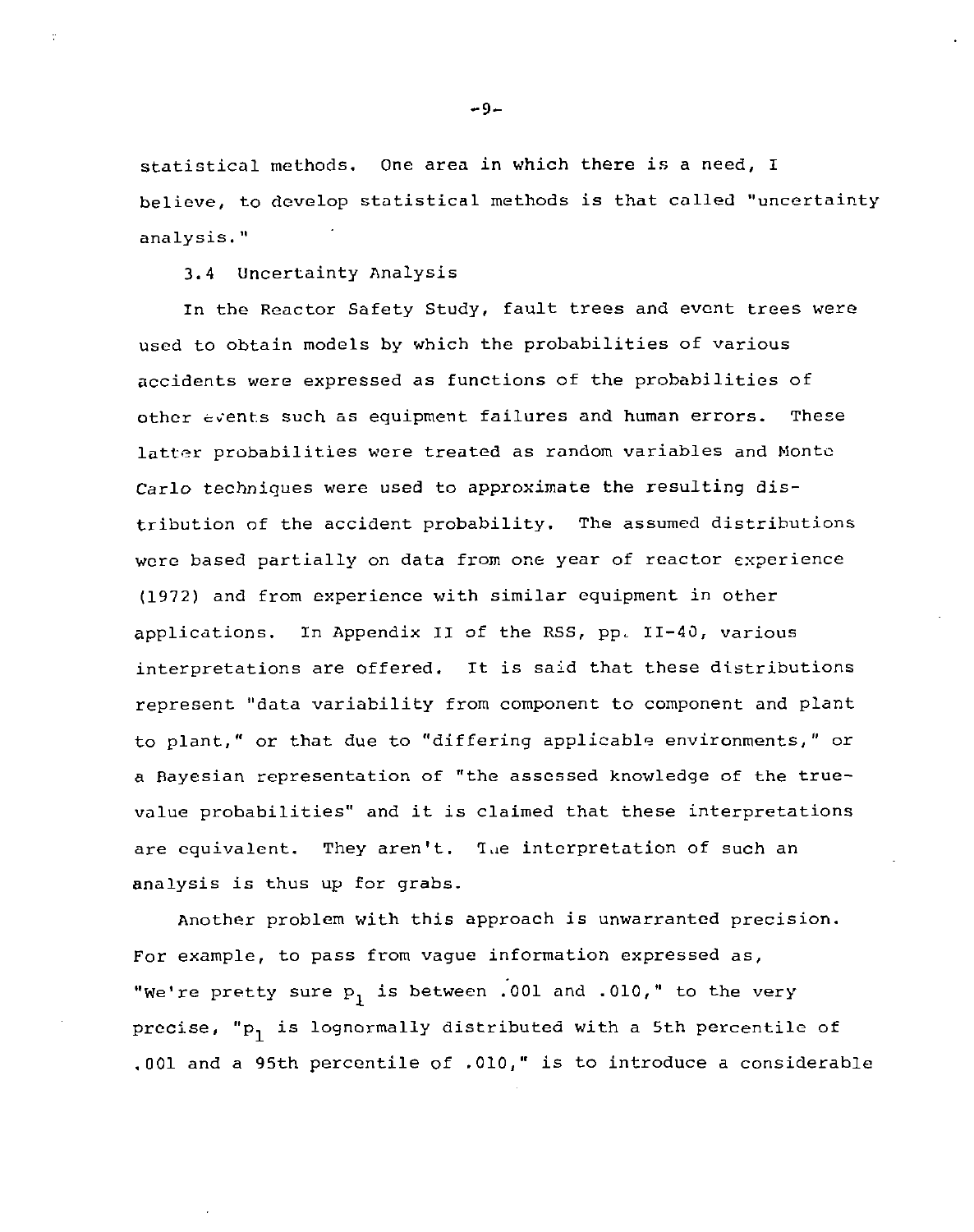statistical methods. One area in which there is a need, I believe, to develop statistical methods is that called "uncertainty analysis."

### 3.4 Uncertainty Analysis

In the Reactor Safety Study, fault trees and event trees were used to obtain models by which the probabilities of various accidents were expressed as functions of the probabilities of other events such as equipment failures and human errors. These latter probabilities were treated as random variables and Monte Carlo techniques were used to approximate the resulting distribution of the accident probability. The assumed distributions were based partially on data from one year of reactor experience (1972) and from experience with similar equipment in other applications. In Appendix II of the RSS, pp. II-40, various interpretations are offered. It is said that these distributions represent "data variability from component to component and plant to plant," or that due to "differing applicable environments," or a Bayesian representation of "the assessed knowledge of the true-value probabilities" and it is claimed that these interpretations are equivalent. They aren't. The interpretation of such an analysis is thus up for grabs.

Another problem with this approach is unwarranted precision. For example, to pass from vague information expressed as, "We're pretty sure $p_1$ is between .001 and .010," to the very precise, "$p_1$ is lognormally distributed with a 5th percentile of .001 and a 95th percentile of .010," is to introduce a considerable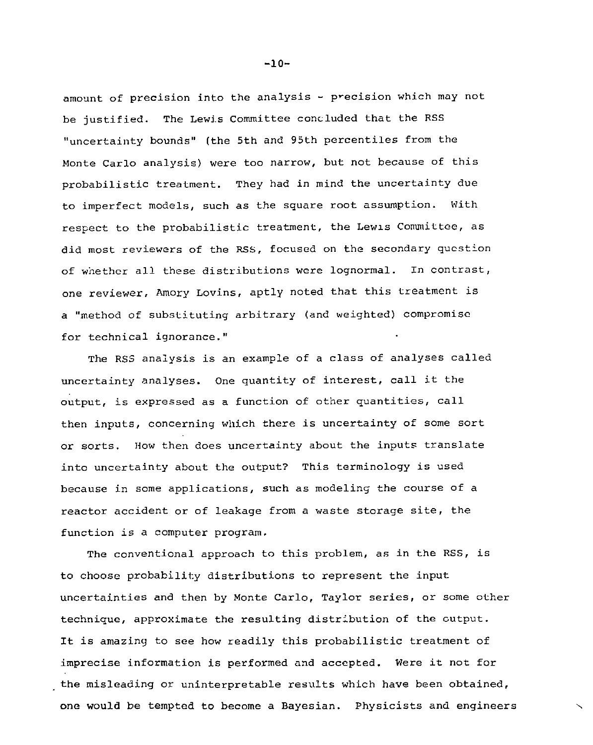amount of precision into the analysis - precision which may not be justified. The Lewis Committee concluded that the RSS "uncertainty bounds" (the 5th and 95th percentiles from the Monte Carlo analysis) were too narrow, but not because of this probabilistic treatment. They had in mind the uncertainty due to imperfect models, such as the square root assumption. With respect to the probabilistic treatment, the Lewis Committee, as did most reviewers of the RSS, focused on the secondary question of whether all these distributions were lognormal. In contrast, one reviewer, Amory Lovins, aptly noted that this treatment is a "method of substituting arbitrary (and weighted) compromise for technical ignorance."

The RSS analysis is an example of a class of analyses called uncertainty analyses. One quantity of interest, call it the output, is expressed as a function of other quantities, call then inputs, concerning which there is uncertainty of some sort or sorts. How then does uncertainty about the inputs translate into uncertainty about the output? This terminology is used because in some applications, such as modeling the course of a reactor accident or of leakage from a waste storage site, the function is a computer program.

The conventional approach to this problem, as in the RSS, is to choose probability distributions to represent the input uncertainties and then by Monte Carlo, Taylor series, or some other technique, approximate the resulting distribution of the output. It is amazing to see how readily this probabilistic treatment of imprecise information is performed and accepted. Were it not for the misleading or uninterpretable results which have been obtained, one would be tempted to become a Bayesian. Physicists and engineers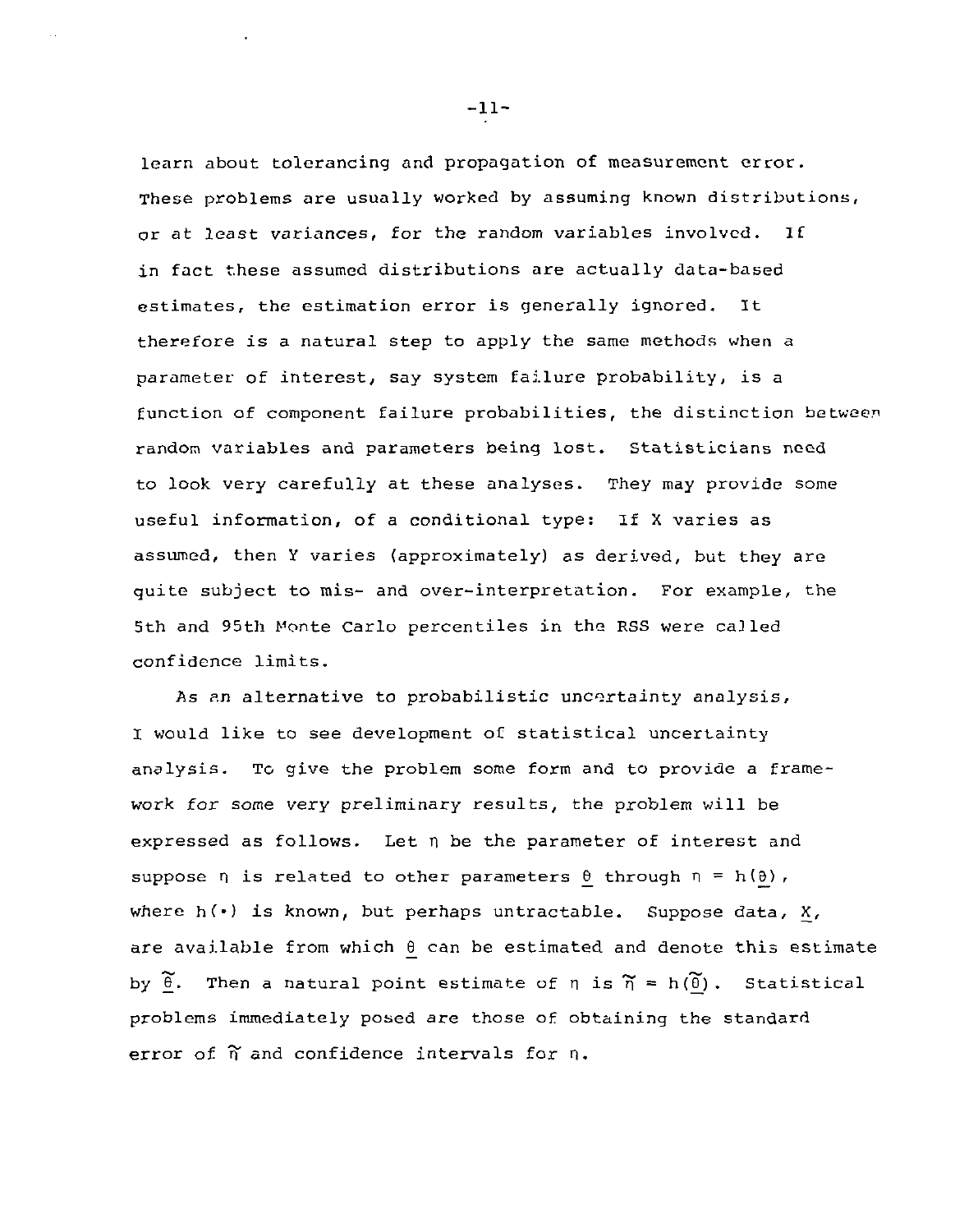learn about tolerancing and propagation of measurement error. These problems are usually worked by assuming known distributions, or at least variances, for the random variables involved. If in fact these assumed distributions are actually data-based estimates, the estimation error is generally ignored. It therefore is a natural step to apply the same methods when a parameter of interest, say system failure probability, is a function of component failure probabilities, the distinction between random variables and parameters being lost. Statisticians need to look very carefully at these analyses. They may provide some useful information, of a conditional type: If X varies as assumed, then Y varies (approximately) as derived, but they are quite subject to mis- and over-interpretation. For example, the 5th and 95th Monte Carlo percentiles in the RSS were called confidence limits.

As an alternative to probabilistic uncertainty analysis, I would like to see development of statistical uncertainty analysis. To give the problem some form and to provide a framework for some very preliminary results, the problem will be expressed as follows. Let $\eta$ be the parameter of interest and suppose $\eta$ is related to other parameters $\underline{\theta}$ through $\eta = h(\underline{\theta})$, where $h(\cdot)$ is known, but perhaps untractable. Suppose data, $\underline{X}$, are available from which $\underline{\theta}$ can be estimated and denote this estimate by $\underline{\tilde{\theta}}$. Then a natural point estimate of $\eta$ is $\tilde{\eta} = h(\underline{\tilde{\theta}})$. Statistical problems immediately posed are those of obtaining the standard error of $\tilde{\eta}$ and confidence intervals for $\eta$.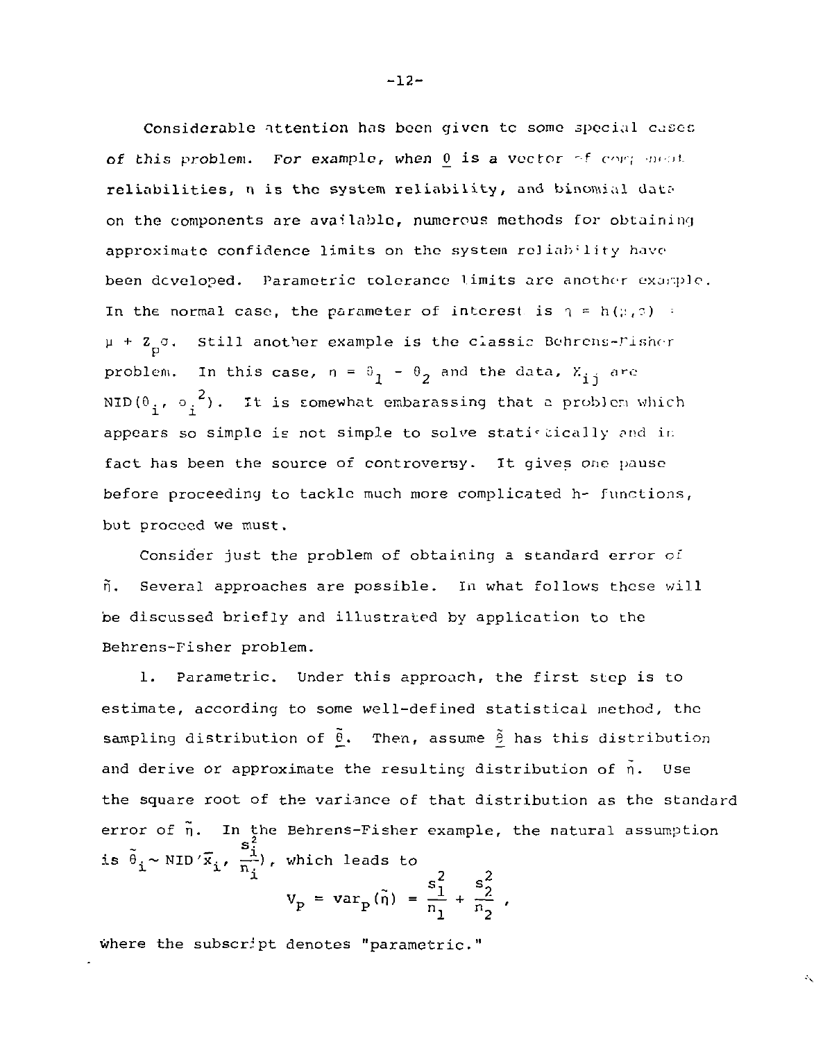Considerable attention has been given to some special cases of this problem. For example, when $\underline{\theta}$ is a vector of component reliabilities, $\eta$ is the system reliability, and binomial data on the components are available, numerous methods for obtaining approximate confidence limits on the system reliability have been developed. Parametric tolerance limits are another example. In the normal case, the parameter of interest is $\eta = h(\mu, \sigma) = \mu + Z_p\sigma$. Still another example is the classic Behrens-Fisher problem. In this case, $\eta = \theta_1 - \theta_2$ and the data, $X_{ij}$ are $NID(\theta_i, \sigma_i^2)$. It is somewhat embarassing that a problem which appears so simple is not simple to solve statistically and in fact has been the source of controversy. It gives one pause before proceeding to tackle much more complicated h- functions, but proceed we must.

Consider just the problem of obtaining a standard error of $\tilde{\eta}$. Several approaches are possible. In what follows these will be discussed briefly and illustrated by application to the Behrens-Fisher problem.

1. Parametric. Under this approach, the first step is to estimate, according to some well-defined statistical method, the sampling distribution of $\tilde{\underline{\theta}}$. Then, assume $\tilde{\underline{\theta}}$ has this distribution and derive or approximate the resulting distribution of $\tilde{\eta}$. Use the square root of the variance of that distribution as the standard error of $\tilde{\eta}$. In the Behrens-Fisher example, the natural assumption is $\tilde{\theta}_i \sim NID(\bar{x}_i, \frac{s_i^2}{n_i})$, which leads to

$$V_p = \text{var}_p(\tilde{\eta}) = \frac{s_1^2}{n_1} + \frac{s_2^2}{n_2} ,$$

where the subscript denotes "parametric."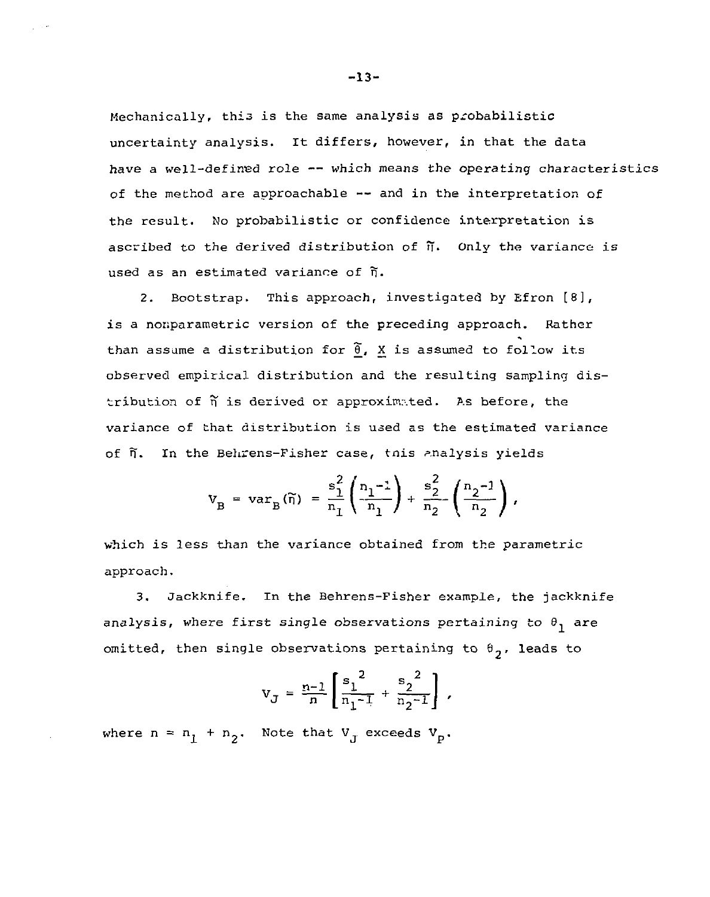Mechanically, this is the same analysis as probabilistic uncertainty analysis. It differs, however, in that the data have a well-defined role -- which means the *operating characteristics* of the method are approachable -- and in the interpretation of the result. No probabilistic or confidence interpretation is ascribed to the derived distribution of $\tilde{\eta}$. Only the variance is used as an estimated variance of $\tilde{\eta}$.

2. Bootstrap. This approach, investigated by Efron [8], is a nonparametric version of the preceding approach. Rather than assume a distribution for $\underline{\tilde{\theta}}$, $\underline{X}$ is assumed to follow its observed empirical distribution and the resulting sampling distribution of $\tilde{\eta}$ is derived or approximated. As before, the variance of that distribution is used as the estimated variance of $\tilde{\eta}$. In the Behrens-Fisher case, this analysis yields

$$V_B = \text{var}_B(\tilde{\eta}) = \frac{s_1^2}{n_1}\left(\frac{n_1-1}{n_1}\right) + \frac{s_2^2}{n_2}\left(\frac{n_2-1}{n_2}\right),$$

which is less than the variance obtained from the parametric approach.

3. Jackknife. In the Behrens-Fisher example, the jackknife analysis, *where first single observations pertaining to* $\theta_1$ are omitted, then single observations pertaining to $\theta_2$, leads to

$$V_J = \frac{n-1}{n}\left[\frac{s_1^{\,2}}{n_1-1} + \frac{s_2^{\,2}}{n_2-1}\right],$$

where $n = n_1 + n_2$. Note that $V_J$ exceeds $V_P$.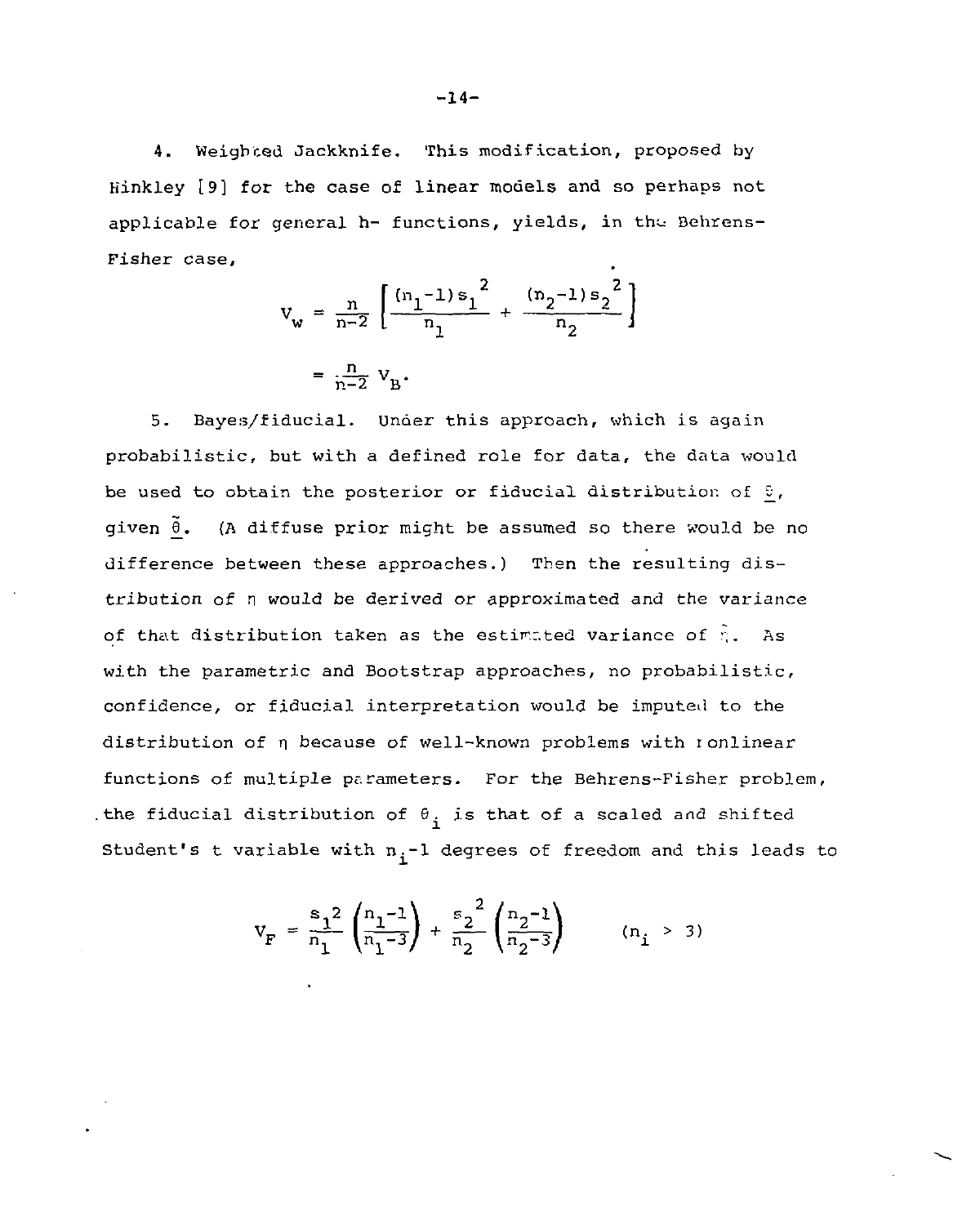4. Weighted Jackknife. This modification, proposed by Hinkley [9] for the case of linear models and so perhaps not applicable for general h- functions, yields, in the Behrens-Fisher case,

$$V_W = \frac{n}{n-2}\left[\frac{(n_1-1)s_1^{\,2}}{n_1} + \frac{(n_2-1)s_2^{\,2}}{n_2}\right]$$

$$= \frac{n}{n-2}\, V_B.$$

5. Bayes/fiducial. Under this approach, which is again probabilistic, but with a defined role for data, the data would be used to obtain the posterior or fiducial distribution of $\underline{\theta}$, given $\tilde{\underline{\theta}}$. (A diffuse prior might be assumed so there would be no difference between these approaches.) Then the resulting distribution of $\eta$ would be derived or approximated and the variance of that distribution taken as the estimated variance of $\tilde{\eta}$. As with the parametric and Bootstrap approaches, no probabilistic, confidence, or fiducial interpretation would be imputed to the distribution of $\eta$ because of well-known problems with nonlinear functions of multiple parameters. For the Behrens-Fisher problem, the fiducial distribution of $\theta_i$ is that of a scaled and shifted Student's t variable with $n_i-1$ degrees of freedom and this leads to

$$V_F = \frac{s_1^2}{n_1}\left(\frac{n_1-1}{n_1-3}\right) + \frac{s_2^{\,2}}{n_2}\left(\frac{n_2-1}{n_2-3}\right) \qquad (n_i > 3)$$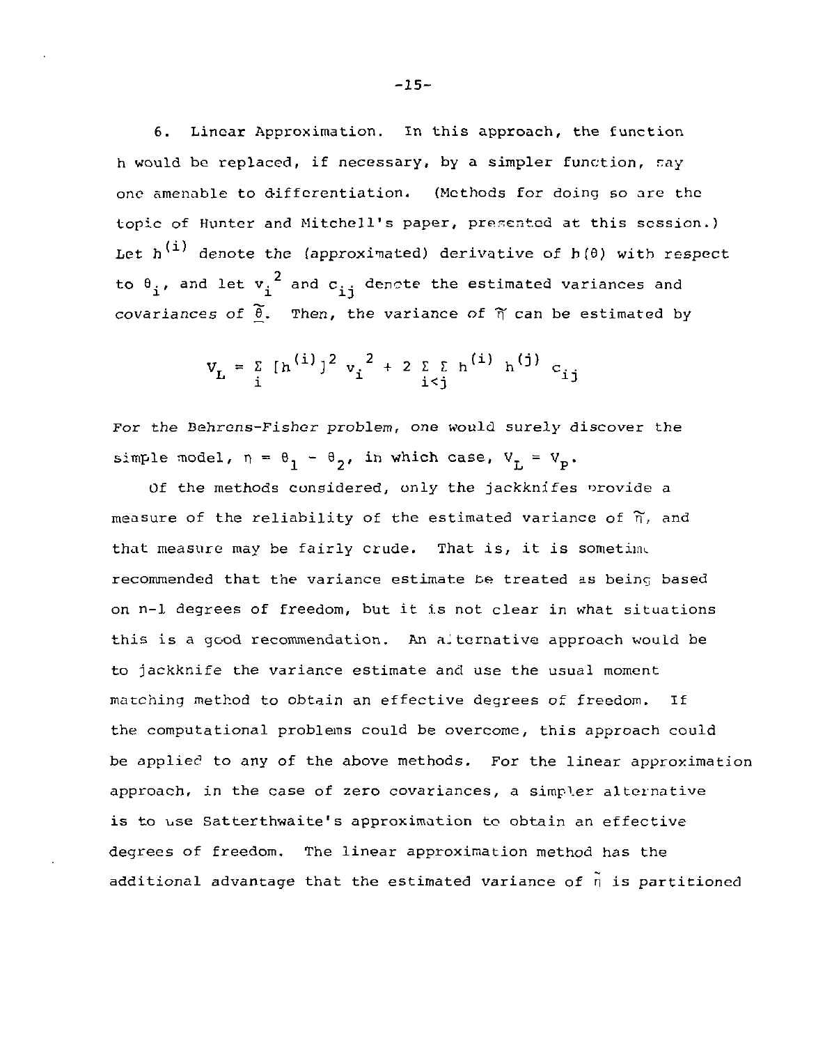6. Linear Approximation. In this approach, the function h would be replaced, if necessary, by a simpler function, say one amenable to differentiation. (Methods for doing so are the topic of Hunter and Mitchell's paper, presented at this session.) Let $h^{(i)}$ denote the (approximated) derivative of $h(\theta)$ with respect to $\theta_i$, and let $v_i^2$ and $c_{ij}$ denote the estimated variances and covariances of $\tilde{\underline{\theta}}$. Then, the variance of $\tilde{\eta}$ can be estimated by

$$V_L = \sum_i [h^{(i)}]^2 v_i^2 + 2 \sum_{i<j}\sum h^{(i)} h^{(j)} c_{ij}$$

For the Behrens-Fisher problem, one would surely discover the simple model, $\eta = \theta_1 - \theta_2$, in which case, $V_L = V_P$.

Of the methods considered, only the jackknifes provide a measure of the reliability of the estimated variance of $\tilde{\eta}$, and that measure may be fairly crude. That is, it is sometimes recommended that the variance estimate be treated as being based on n-1 degrees of freedom, but it is not clear in what situations this is a good recommendation. An alternative approach would be to jackknife the variance estimate and use the usual moment matching method to obtain an effective degrees of freedom. If the computational problems could be overcome, this approach could be applied to any of the above methods. For the linear approximation approach, in the case of zero covariances, a simpler alternative is to use Satterthwaite's approximation to obtain an effective degrees of freedom. The linear approximation method has the additional advantage that the estimated variance of $\tilde{\eta}$ is partitioned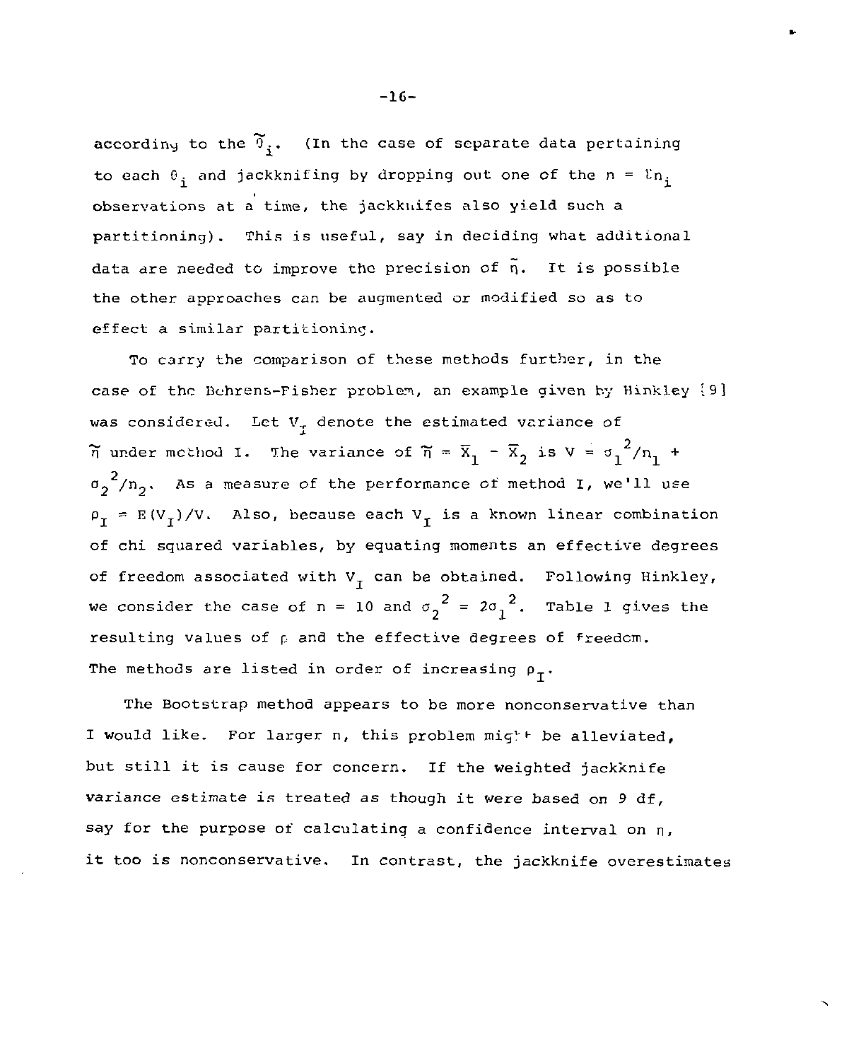according to the $\tilde{\theta}_i$. (In the case of separate data pertaining to each $\theta_i$ and jackknifing by dropping out one of the $n = \Sigma n_i$ observations at a time, the jackknifes also yield such a partitioning). This is useful, say in deciding what additional data are needed to improve the precision of $\tilde{\eta}$. It is possible the other approaches can be augmented or modified so as to effect a similar partitioning.

To carry the comparison of these methods further, in the case of the Behrens-Fisher problem, an example given by Hinkley [9] was considered. Let $V_I$ denote the estimated variance of $\tilde{\eta}$ under method I. The variance of $\tilde{\eta} = \bar{X}_1 - \bar{X}_2$ is $V = \sigma_1^2/n_1 + \sigma_2^2/n_2$. As a measure of the performance of method I, we'll use $\rho_I = E(V_I)/V$. Also, because each $V_I$ is a known linear combination of chi squared variables, by equating moments an effective degrees of freedom associated with $V_I$ can be obtained. Following Hinkley, we consider the case of $n = 10$ and $\sigma_2^2 = 2\sigma_1^2$. Table 1 gives the resulting values of $\rho$ and the effective degrees of freedom. The methods are listed in order of increasing $\rho_I$.

The Bootstrap method appears to be more nonconservative than I would like. For larger n, this problem might be alleviated, but still it is cause for concern. If the weighted jackknife variance estimate is treated as though it were based on 9 df, say for the purpose of calculating a confidence interval on $\eta$, it too is nonconservative. In contrast, the jackknife overestimates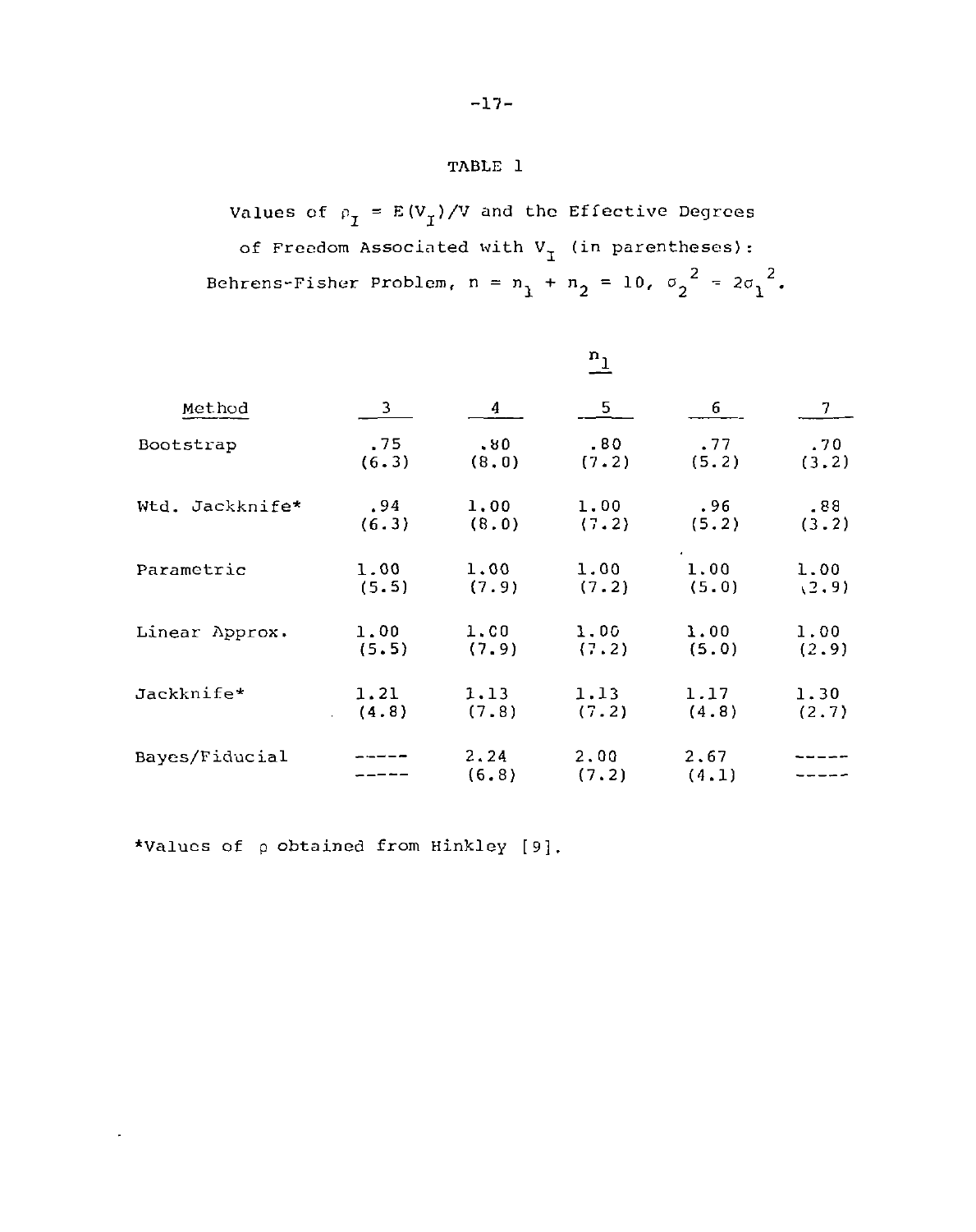# TABLE 1

Values of $\rho_I = E(V_I)/V$ and the Effective Degrees of Freedom Associated with $V_I$ (in parentheses): Behrens-Fisher Problem, $n = n_1 + n_2 = 10$, $\sigma_2^2 = 2\sigma_1^2$.

| | $n_1$ | | | | |
|---|---|---|---|---|---|
| Method | 3 | 4 | 5 | 6 | 7 |
| Bootstrap | .75 (6.3) | .80 (8.0) | .80 (7.2) | .77 (5.2) | .70 (3.2) |
| Wtd. Jackknife* | .94 (6.3) | 1.00 (8.0) | 1.00 (7.2) | .96 (5.2) | .88 (3.2) |
| Parametric | 1.00 (5.5) | 1.00 (7.9) | 1.00 (7.2) | 1.00 (5.0) | 1.00 (2.9) |
| Linear Approx. | 1.00 (5.5) | 1.00 (7.9) | 1.00 (7.2) | 1.00 (5.0) | 1.00 (2.9) |
| Jackknife* | 1.21 (4.8) | 1.13 (7.8) | 1.13 (7.2) | 1.17 (4.8) | 1.30 (2.7) |
| Bayes/Fiducial | ----- ----- | 2.24 (6.8) | 2.00 (7.2) | 2.67 (4.1) | ----- ----- |

*Values of $\rho$ obtained from Hinkley [9].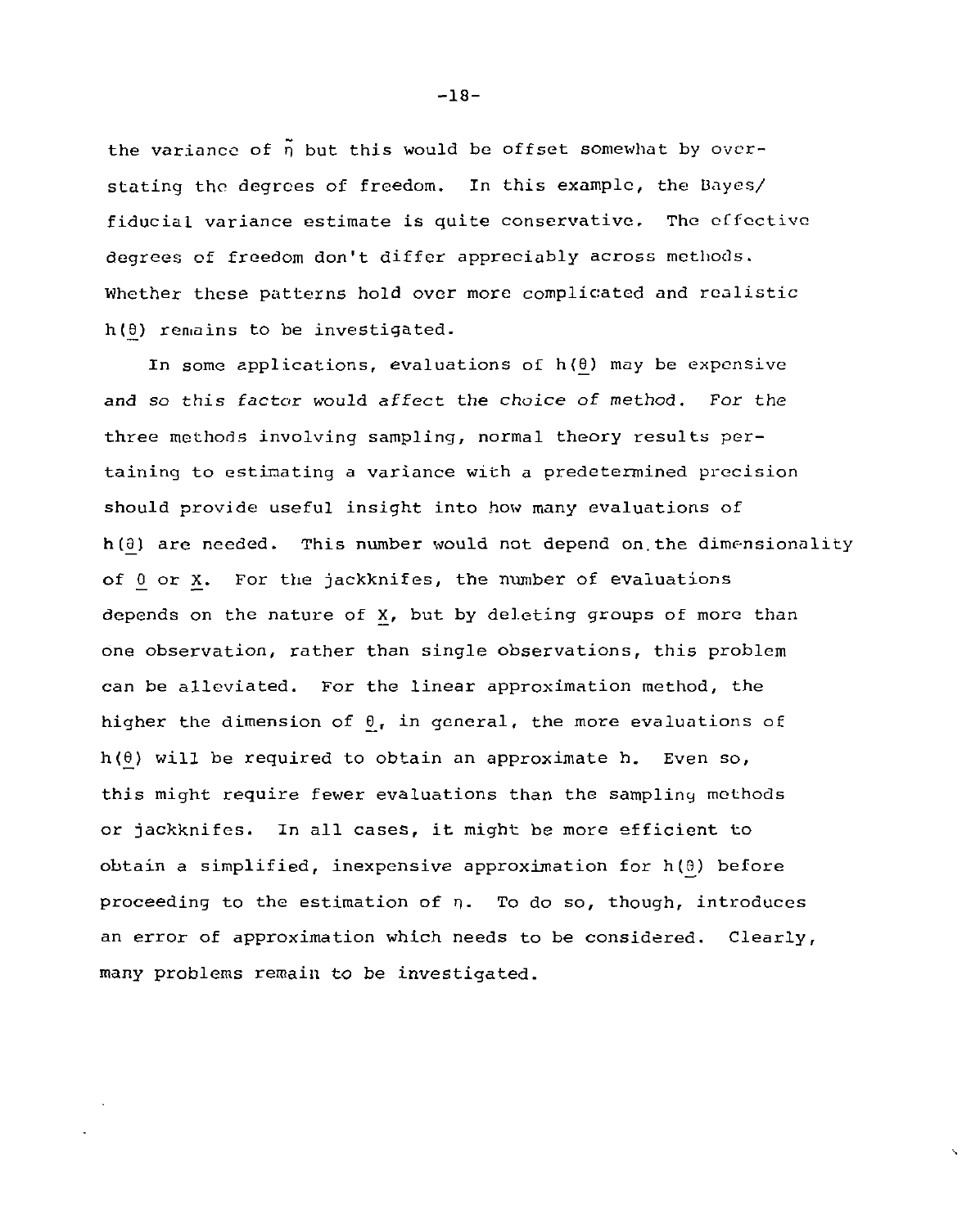the variance of $\tilde{\eta}$ but this would be offset somewhat by overstating the degrees of freedom. In this example, the Bayes/fiducial variance estimate is quite conservative. The effective degrees of freedom don't differ appreciably across methods. Whether these patterns hold over more complicated and realistic $h(\underline{\theta})$ remains to be investigated.

In some applications, evaluations of $h(\underline{\theta})$ may be expensive and so this factor would affect the choice of method. For the three methods involving sampling, normal theory results pertaining to estimating a variance with a predetermined precision should provide useful insight into how many evaluations of $h(\underline{\theta})$ are needed. This number would not depend on the dimensionality of $\underline{\theta}$ or $\underline{X}$. For the jackknifes, the number of evaluations depends on the nature of $\underline{X}$, but by deleting groups of more than one observation, rather than single observations, this problem can be alleviated. For the linear approximation method, the higher the dimension of $\underline{\theta}$, in general, the more evaluations of $h(\underline{\theta})$ will be required to obtain an approximate h. Even so, this might require fewer evaluations than the sampling methods or jackknifes. In all cases, it might be more efficient to obtain a simplified, inexpensive approximation for $h(\underline{\theta})$ before proceeding to the estimation of $\eta$. To do so, though, introduces an error of approximation which needs to be considered. Clearly, many problems remain to be investigated.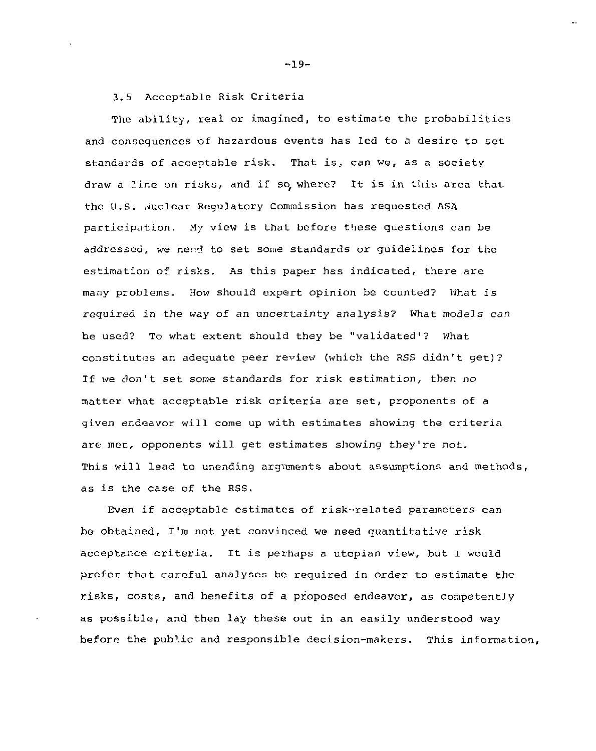### 3.5 Acceptable Risk Criteria

The ability, real or imagined, to estimate the probabilities and consequences of hazardous events has led to a desire to set standards of acceptable risk. That is, can we, as a society draw a line on risks, and if so, where? It is in this area that the U.S. Nuclear Regulatory Commission has requested ASA participation. My view is that before these questions can be addressed, we need to set some standards or guidelines for the estimation of risks. As this paper has indicated, there are many problems. How should expert opinion be counted? What is required in the way of an uncertainty analysis? What models can be used? To what extent should they be "validated'? What constitutes an adequate peer review (which the RSS didn't get)? If we don't set some standards for risk estimation, then no matter what acceptable risk criteria are set, proponents of a given endeavor will come up with estimates showing the criteria are met, opponents will get estimates showing they're not. This will lead to unending arguments about assumptions and methods, as is the case of the RSS.

Even if acceptable estimates of risk-related parameters can be obtained, I'm not yet convinced we need quantitative risk acceptance criteria. It is perhaps a utopian view, but I would prefer that careful analyses be required in order to estimate the risks, costs, and benefits of a proposed endeavor, as competently as possible, and then lay these out in an easily understood way before the public and responsible decision-makers. This information,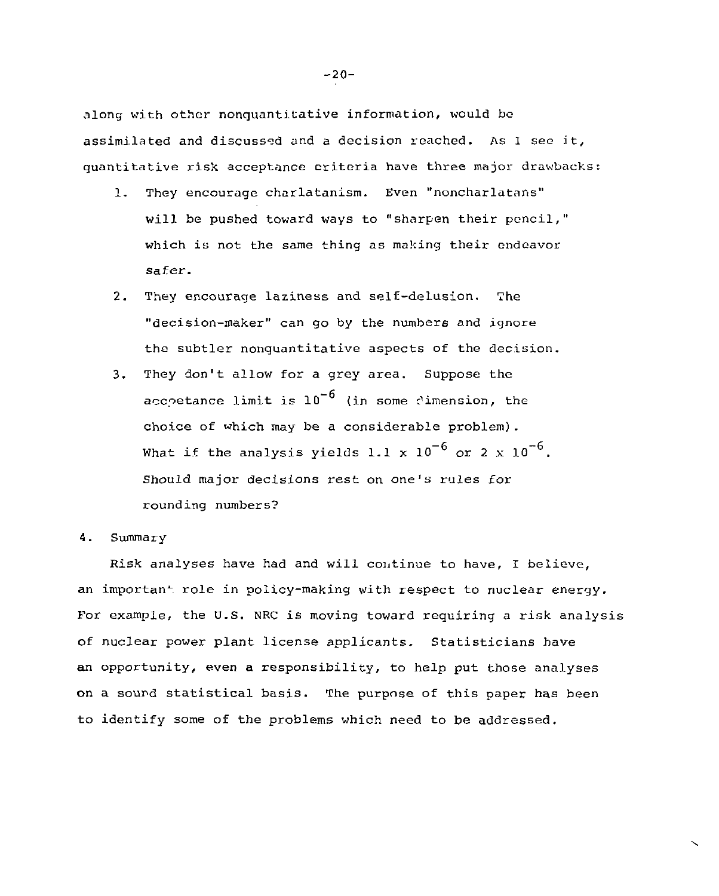along with other nonquantitative information, would be assimilated and discussed and a decision reached. As I see it, quantitative risk acceptance criteria have three major drawbacks:

1. They encourage charlatanism. Even "noncharlatans" will be pushed toward ways to "sharpen their pencil," which is not the same thing as making their endeavor safer.
2. They encourage laziness and self-delusion. The "decision-maker" can go by the numbers and ignore the subtler nonquantitative aspects of the decision.
3. They don't allow for a grey area. Suppose the acceptance limit is $10^{-6}$ (in some dimension, the choice of which may be a considerable problem). What if the analysis yields $1.1 \times 10^{-6}$ or $2 \times 10^{-6}$. Should major decisions rest on one's rules for rounding numbers?

## 4. Summary

Risk analyses have had and will continue to have, I believe, an important role in policy-making with respect to nuclear energy. For example, the U.S. NRC is moving toward requiring a risk analysis of nuclear power plant license applicants. Statisticians have an opportunity, even a responsibility, to help put those analyses on a sound statistical basis. The purpose of this paper has been to identify some of the problems which need to be addressed.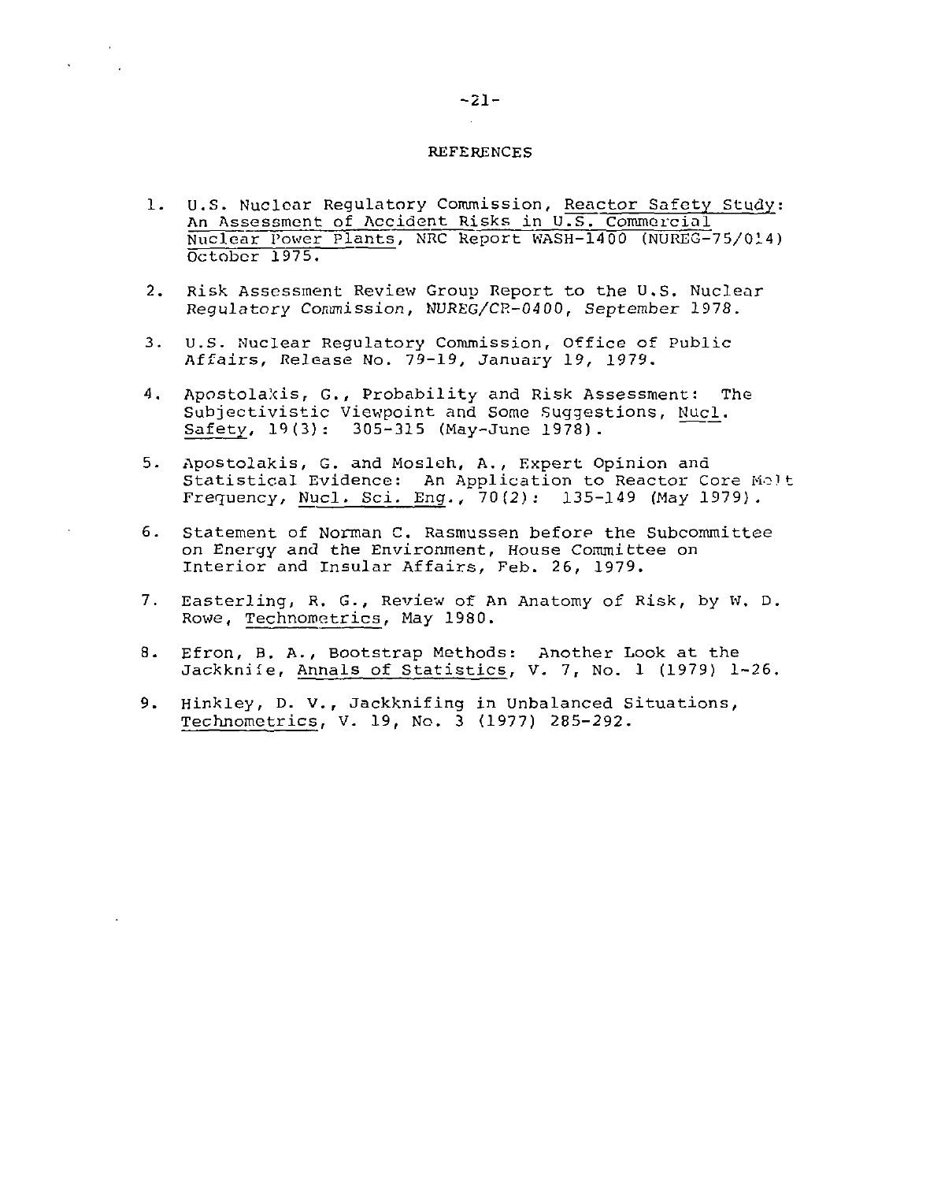# REFERENCES

1. U.S. Nuclear Regulatory Commission, Reactor Safety Study: An Assessment of Accident Risks in U.S. Commercial Nuclear Power Plants, NRC Report WASH-1400 (NUREG-75/014) October 1975.

2. Risk Assessment Review Group Report to the U.S. Nuclear Regulatory Commission, NUREG/CR-0400, September 1978.

3. U.S. Nuclear Regulatory Commission, Office of Public Affairs, Release No. 79-19, January 19, 1979.

4. Apostolakis, G., Probability and Risk Assessment: The Subjectivistic Viewpoint and Some Suggestions, Nucl. Safety, 19(3): 305-315 (May-June 1978).

5. Apostolakis, G. and Mosleh, A., Expert Opinion and Statistical Evidence: An Application to Reactor Core Melt Frequency, Nucl. Sci. Eng., 70(2): 135-149 (May 1979).

6. Statement of Norman C. Rasmussen before the Subcommittee on Energy and the Environment, House Committee on Interior and Insular Affairs, Feb. 26, 1979.

7. Easterling, R. G., Review of An Anatomy of Risk, by W. D. Rowe, Technometrics, May 1980.

8. Efron, B. A., Bootstrap Methods: Another Look at the Jackknife, Annals of Statistics, V. 7, No. 1 (1979) 1-26.

9. Hinkley, D. V., Jackknifing in Unbalanced Situations, Technometrics, V. 19, No. 3 (1977) 285-292.